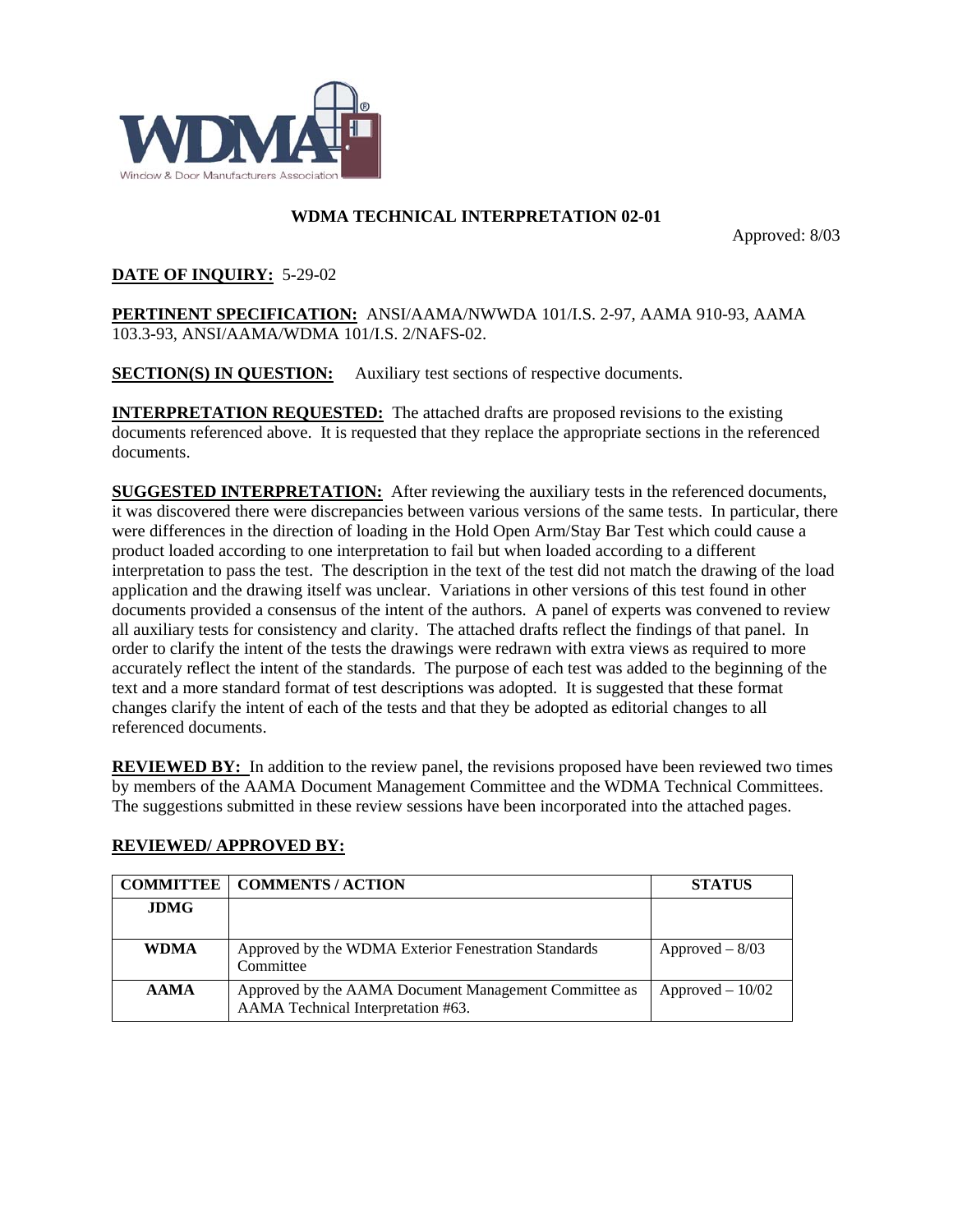# WDMA TECHNICAL INTERPRETATION 02-01

Approved: 8/03

**DATE OF INQUIRY:** 5-29-02

**PERTINENT SPECIFICATION:** ANSI/AAMA/NWWDA 101/I.S. 2-97, AAMA 910-93, AAMA 103.3-93, ANSI/AAMA/WDMA 101/I.S. 2/NAFS-02.

**SECTION(S) IN QUESTION:** Auxiliary test sections of respective documents.

**INTERPRETATION REQUESTED:** The attached drafts are proposed revisions to the existing documents referenced above. It is requested that they replace the appropriate sections in the referenced documents.

**SUGGESTED INTERPRETATION:** After reviewing the auxiliary tests in the referenced documents, it was discovered there were discrepancies between various versions of the same tests. In particular, there were differences in the direction of loading in the Hold Open Arm/Stay Bar Test which could cause a product loaded according to one interpretation to fail but when loaded according to a different interpretation to pass the test. The description in the text of the test did not match the drawing of the load application and the drawing itself was unclear. Variations in other versions of this test found in other documents provided a consensus of the intent of the authors. A panel of experts was convened to review all auxiliary tests for consistency and clarity. The attached drafts reflect the findings of that panel. In order to clarify the intent of the tests the drawings were redrawn with extra views as required to more accurately reflect the intent of the standards. The purpose of each test was added to the beginning of the text and a more standard format of test descriptions was adopted. It is suggested that these format changes clarify the intent of each of the tests and that they be adopted as editorial changes to all referenced documents.

**REVIEWED BY:** In addition to the review panel, the revisions proposed have been reviewed two times by members of the AAMA Document Management Committee and the WDMA Technical Committees. The suggestions submitted in these review sessions have been incorporated into the attached pages.

**REVIEWED/ APPROVED BY:**

| COMMITTEE | COMMENTS / ACTION | STATUS |
|---|---|---|
| JDMG | | |
| WDMA | Approved by the WDMA Exterior Fenestration Standards Committee | Approved – 8/03 |
| AAMA | Approved by the AAMA Document Management Committee as AAMA Technical Interpretation #63. | Approved – 10/02 |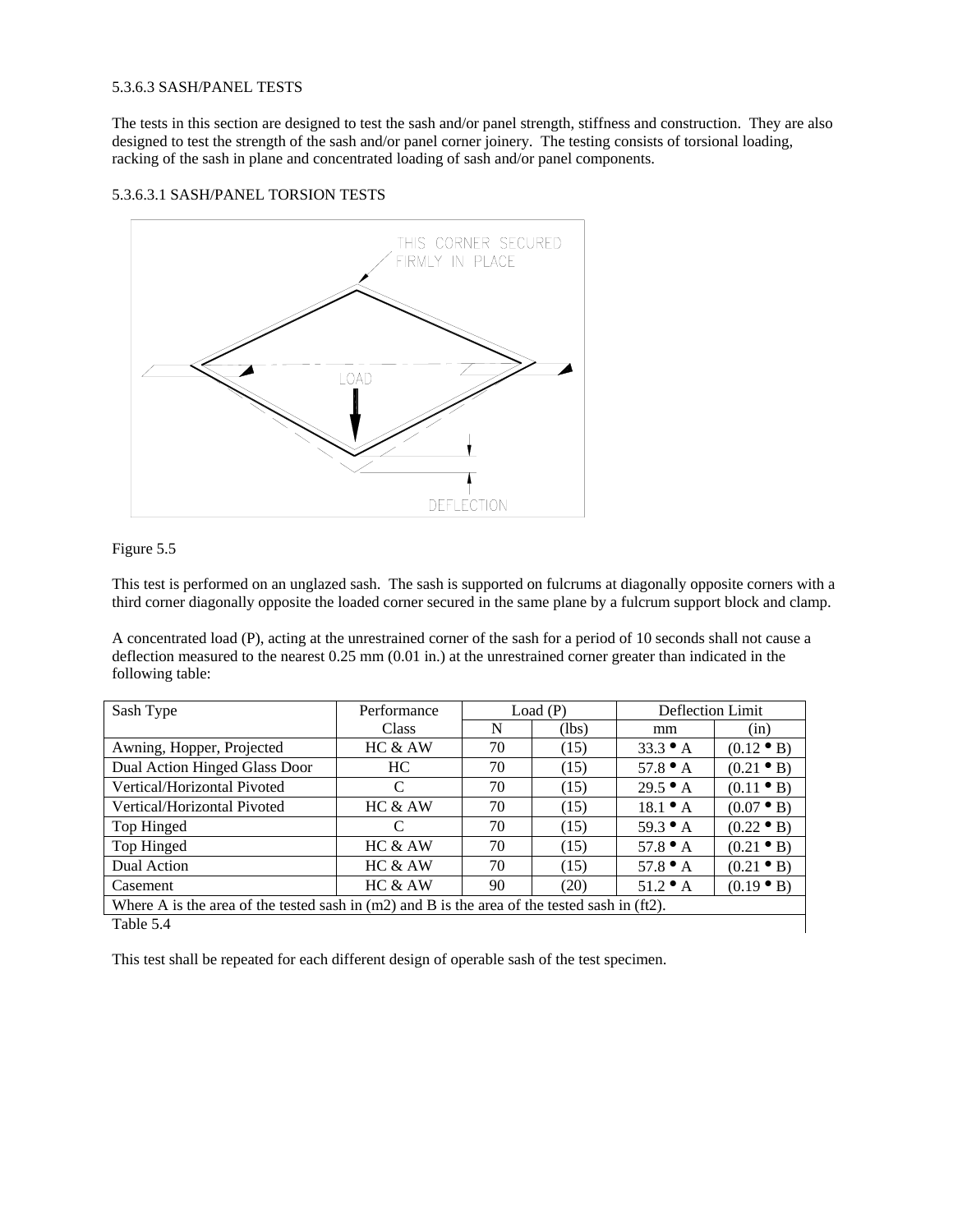5.3.6.3 SASH/PANEL TESTS

The tests in this section are designed to test the sash and/or panel strength, stiffness and construction. They are also designed to test the strength of the sash and/or panel corner joinery. The testing consists of torsional loading, racking of the sash in plane and concentrated loading of sash and/or panel components.

5.3.6.3.1 SASH/PANEL TORSION TESTS

Figure 5.5

This test is performed on an unglazed sash. The sash is supported on fulcrums at diagonally opposite corners with a third corner diagonally opposite the loaded corner secured in the same plane by a fulcrum support block and clamp.

A concentrated load (P), acting at the unrestrained corner of the sash for a period of 10 seconds shall not cause a deflection measured to the nearest 0.25 mm (0.01 in.) at the unrestrained corner greater than indicated in the following table:

| Sash Type | Performance Class | Load (P) | | Deflection Limit | |
|---|---|---|---|---|---|
| | | N | (lbs) | mm | (in) |
| Awning, Hopper, Projected | HC & AW | 70 | (15) | 33.3 • A | (0.12 • B) |
| Dual Action Hinged Glass Door | HC | 70 | (15) | 57.8 • A | (0.21 • B) |
| Vertical/Horizontal Pivoted | C | 70 | (15) | 29.5 • A | (0.11 • B) |
| Vertical/Horizontal Pivoted | HC & AW | 70 | (15) | 18.1 • A | (0.07 • B) |
| Top Hinged | C | 70 | (15) | 59.3 • A | (0.22 • B) |
| Top Hinged | HC & AW | 70 | (15) | 57.8 • A | (0.21 • B) |
| Dual Action | HC & AW | 70 | (15) | 57.8 • A | (0.21 • B) |
| Casement | HC & AW | 90 | (20) | 51.2 • A | (0.19 • B) |
| Where A is the area of the tested sash in (m2) and B is the area of the tested sash in (ft2). | | | | | |

Table 5.4

This test shall be repeated for each different design of operable sash of the test specimen.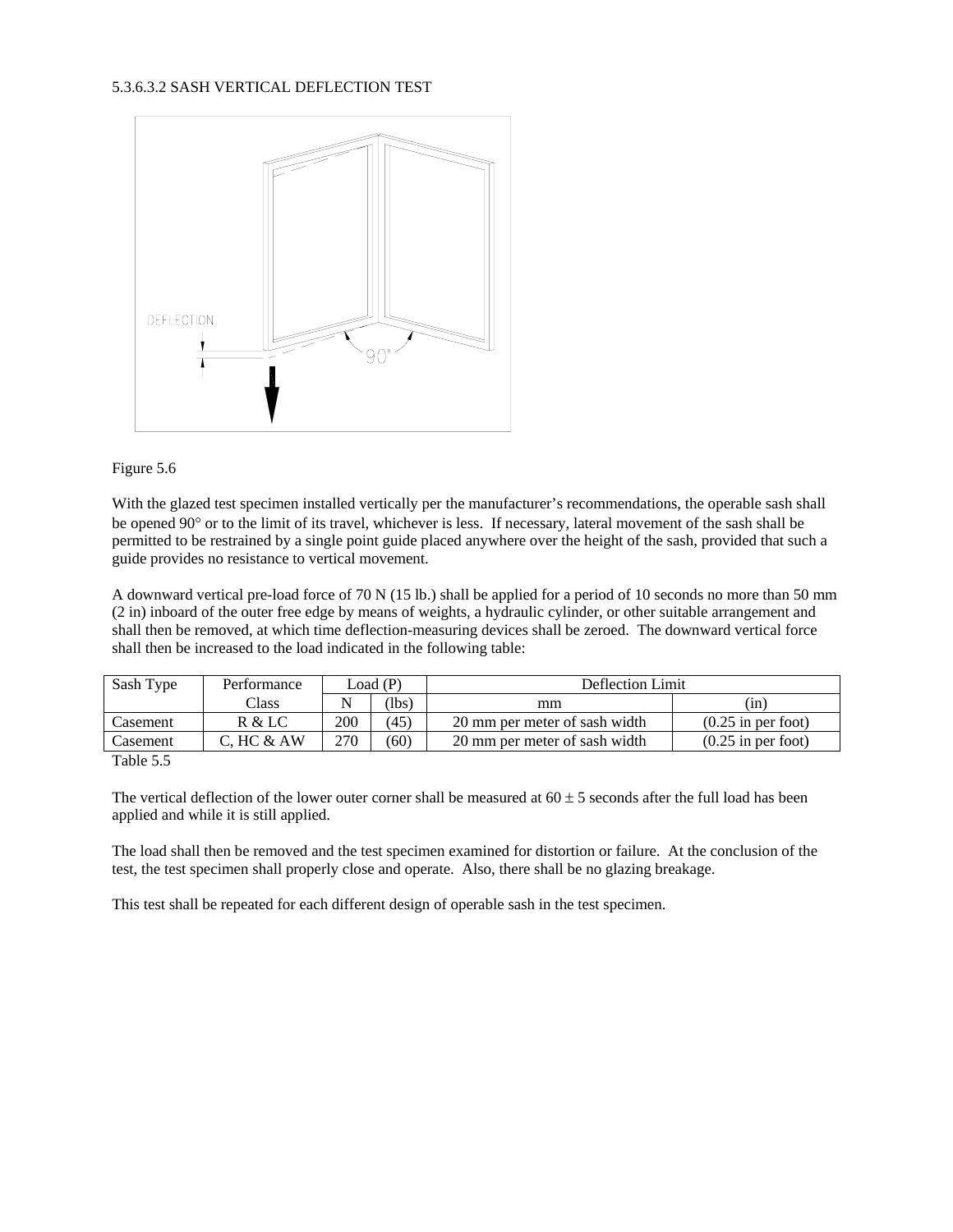### 5.3.6.3.2 SASH VERTICAL DEFLECTION TEST

Figure 5.6

With the glazed test specimen installed vertically per the manufacturer's recommendations, the operable sash shall be opened 90° or to the limit of its travel, whichever is less. If necessary, lateral movement of the sash shall be permitted to be restrained by a single point guide placed anywhere over the height of the sash, provided that such a guide provides no resistance to vertical movement.

A downward vertical pre-load force of 70 N (15 lb.) shall be applied for a period of 10 seconds no more than 50 mm (2 in) inboard of the outer free edge by means of weights, a hydraulic cylinder, or other suitable arrangement and shall then be removed, at which time deflection-measuring devices shall be zeroed. The downward vertical force shall then be increased to the load indicated in the following table:

| Sash Type | Performance | Load (P) | | Deflection Limit | |
|---|---|---|---|---|---|
| | Class | N | (lbs) | mm | (in) |
| Casement | R & LC | 200 | (45) | 20 mm per meter of sash width | (0.25 in per foot) |
| Casement | C, HC & AW | 270 | (60) | 20 mm per meter of sash width | (0.25 in per foot) |

Table 5.5

The vertical deflection of the lower outer corner shall be measured at 60 ± 5 seconds after the full load has been applied and while it is still applied.

The load shall then be removed and the test specimen examined for distortion or failure. At the conclusion of the test, the test specimen shall properly close and operate. Also, there shall be no glazing breakage.

This test shall be repeated for each different design of operable sash in the test specimen.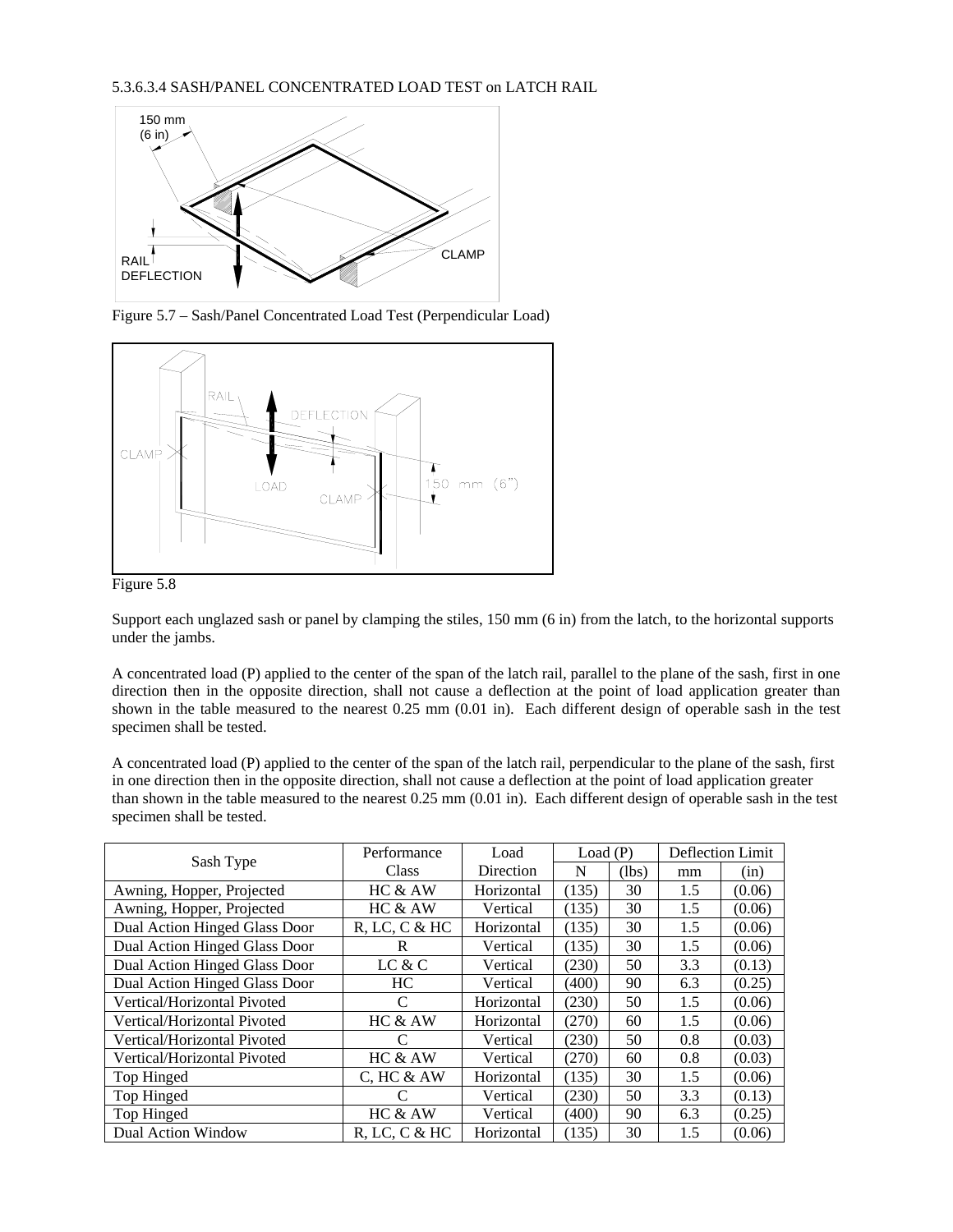5.3.6.3.4 SASH/PANEL CONCENTRATED LOAD TEST on LATCH RAIL

Figure 5.7 – Sash/Panel Concentrated Load Test (Perpendicular Load)

Figure 5.8

Support each unglazed sash or panel by clamping the stiles, 150 mm (6 in) from the latch, to the horizontal supports under the jambs.

A concentrated load (P) applied to the center of the span of the latch rail, parallel to the plane of the sash, first in one direction then in the opposite direction, shall not cause a deflection at the point of load application greater than shown in the table measured to the nearest 0.25 mm (0.01 in). Each different design of operable sash in the test specimen shall be tested.

A concentrated load (P) applied to the center of the span of the latch rail, perpendicular to the plane of the sash, first in one direction then in the opposite direction, shall not cause a deflection at the point of load application greater than shown in the table measured to the nearest 0.25 mm (0.01 in). Each different design of operable sash in the test specimen shall be tested.

| Sash Type | Performance Class | Load Direction | Load (P) | | Deflection Limit | |
|---|---|---|---|---|---|---|
| | | | N | (lbs) | mm | (in) |
| Awning, Hopper, Projected | HC & AW | Horizontal | (135) | 30 | 1.5 | (0.06) |
| Awning, Hopper, Projected | HC & AW | Vertical | (135) | 30 | 1.5 | (0.06) |
| Dual Action Hinged Glass Door | R, LC, C & HC | Horizontal | (135) | 30 | 1.5 | (0.06) |
| Dual Action Hinged Glass Door | R | Vertical | (135) | 30 | 1.5 | (0.06) |
| Dual Action Hinged Glass Door | LC & C | Vertical | (230) | 50 | 3.3 | (0.13) |
| Dual Action Hinged Glass Door | HC | Vertical | (400) | 90 | 6.3 | (0.25) |
| Vertical/Horizontal Pivoted | C | Horizontal | (230) | 50 | 1.5 | (0.06) |
| Vertical/Horizontal Pivoted | HC & AW | Horizontal | (270) | 60 | 1.5 | (0.06) |
| Vertical/Horizontal Pivoted | C | Vertical | (230) | 50 | 0.8 | (0.03) |
| Vertical/Horizontal Pivoted | HC & AW | Vertical | (270) | 60 | 0.8 | (0.03) |
| Top Hinged | C, HC & AW | Horizontal | (135) | 30 | 1.5 | (0.06) |
| Top Hinged | C | Vertical | (230) | 50 | 3.3 | (0.13) |
| Top Hinged | HC & AW | Vertical | (400) | 90 | 6.3 | (0.25) |
| Dual Action Window | R, LC, C & HC | Horizontal | (135) | 30 | 1.5 | (0.06) |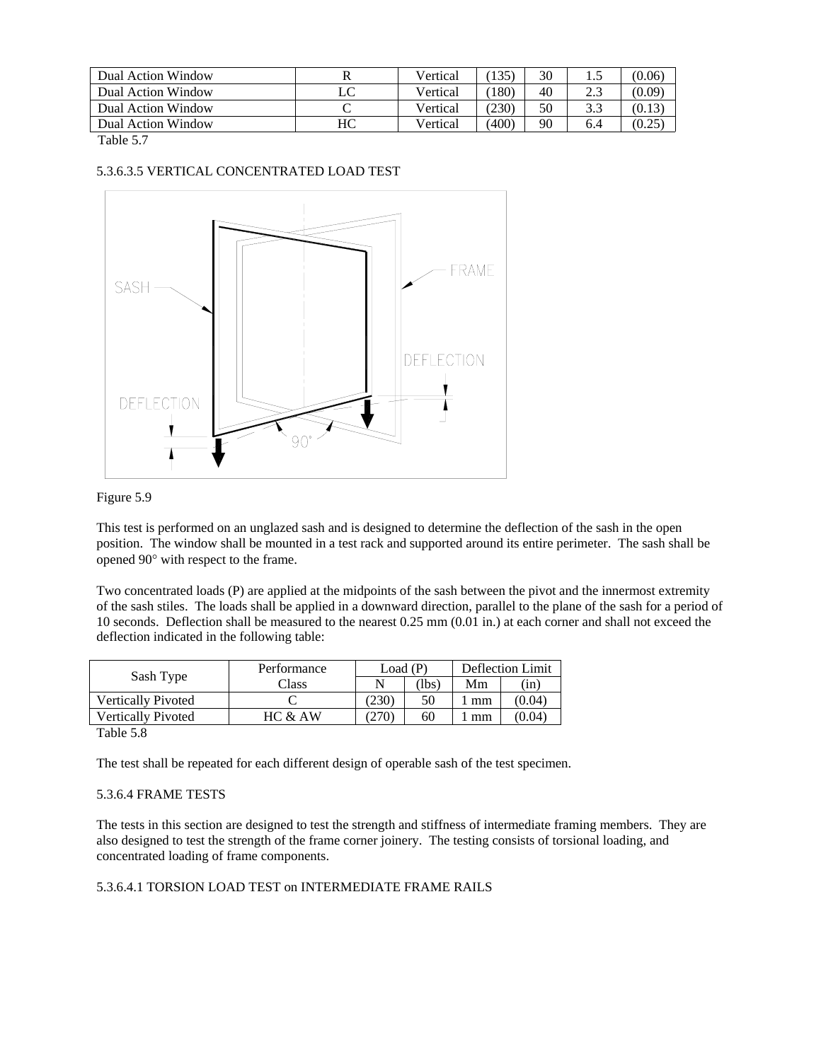| Dual Action Window | R | Vertical | (135) | 30 | 1.5 | (0.06) |
|---|---|---|---|---|---|---|
| Dual Action Window | LC | Vertical | (180) | 40 | 2.3 | (0.09) |
| Dual Action Window | C | Vertical | (230) | 50 | 3.3 | (0.13) |
| Dual Action Window | HC | Vertical | (400) | 90 | 6.4 | (0.25) |

Table 5.7

5.3.6.3.5 VERTICAL CONCENTRATED LOAD TEST

Figure 5.9

This test is performed on an unglazed sash and is designed to determine the deflection of the sash in the open position. The window shall be mounted in a test rack and supported around its entire perimeter. The sash shall be opened 90° with respect to the frame.

Two concentrated loads (P) are applied at the midpoints of the sash between the pivot and the innermost extremity of the sash stiles. The loads shall be applied in a downward direction, parallel to the plane of the sash for a period of 10 seconds. Deflection shall be measured to the nearest 0.25 mm (0.01 in.) at each corner and shall not exceed the deflection indicated in the following table:

| Sash Type | Performance Class | Load (P) | | Deflection Limit | |
|---|---|---|---|---|---|
| | | N | (lbs) | Mm | (in) |
| Vertically Pivoted | C | (230) | 50 | 1 mm | (0.04) |
| Vertically Pivoted | HC & AW | (270) | 60 | 1 mm | (0.04) |

Table 5.8

The test shall be repeated for each different design of operable sash of the test specimen.

5.3.6.4 FRAME TESTS

The tests in this section are designed to test the strength and stiffness of intermediate framing members. They are also designed to test the strength of the frame corner joinery. The testing consists of torsional loading, and concentrated loading of frame components.

5.3.6.4.1 TORSION LOAD TEST on INTERMEDIATE FRAME RAILS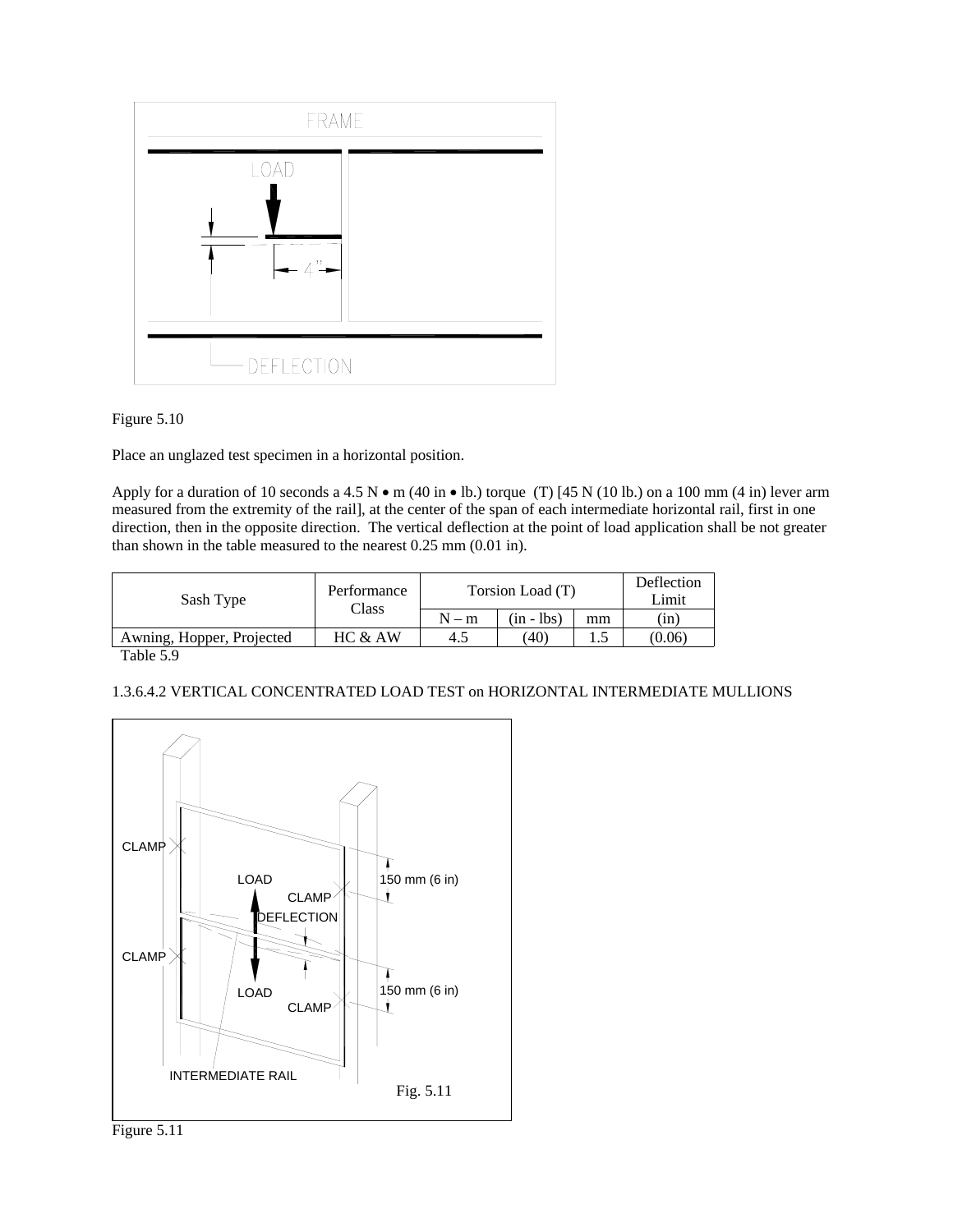Figure 5.10

Place an unglazed test specimen in a horizontal position.

Apply for a duration of 10 seconds a 4.5 N • m (40 in • lb.) torque (T) [45 N (10 lb.) on a 100 mm (4 in) lever arm measured from the extremity of the rail], at the center of the span of each intermediate horizontal rail, first in one direction, then in the opposite direction. The vertical deflection at the point of load application shall be not greater than shown in the table measured to the nearest 0.25 mm (0.01 in).

| Sash Type | Performance Class | Torsion Load (T) | | Deflection Limit | |
|---|---|---|---|---|---|
| | | N – m | (in - lbs) | mm | (in) |
| Awning, Hopper, Projected | HC & AW | 4.5 | (40) | 1.5 | (0.06) |

Table 5.9

1.3.6.4.2 VERTICAL CONCENTRATED LOAD TEST on HORIZONTAL INTERMEDIATE MULLIONS

Figure 5.11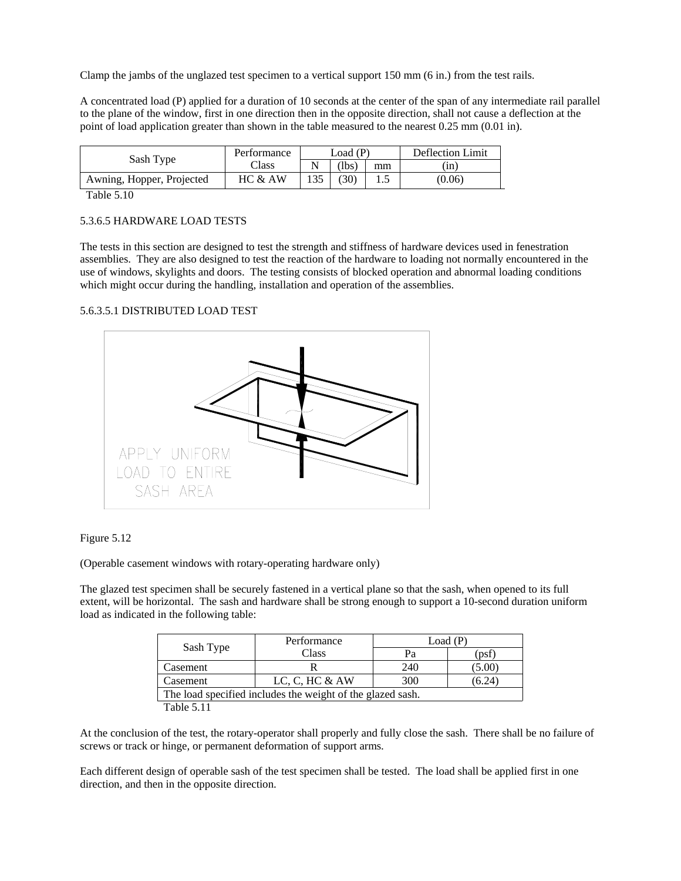Clamp the jambs of the unglazed test specimen to a vertical support 150 mm (6 in.) from the test rails.

A concentrated load (P) applied for a duration of 10 seconds at the center of the span of any intermediate rail parallel to the plane of the window, first in one direction then in the opposite direction, shall not cause a deflection at the point of load application greater than shown in the table measured to the nearest 0.25 mm (0.01 in).

| Sash Type | Performance Class | Load (P) | | Deflection Limit | |
|---|---|---|---|---|---|
| | | N | (lbs) | mm | (in) |
| Awning, Hopper, Projected | HC & AW | 135 | (30) | 1.5 | (0.06) |

Table 5.10

5.3.6.5 HARDWARE LOAD TESTS

The tests in this section are designed to test the strength and stiffness of hardware devices used in fenestration assemblies. They are also designed to test the reaction of the hardware to loading not normally encountered in the use of windows, skylights and doors. The testing consists of blocked operation and abnormal loading conditions which might occur during the handling, installation and operation of the assemblies.

5.6.3.5.1 DISTRIBUTED LOAD TEST

APPLY UNIFORM LOAD TO ENTIRE SASH AREA

Figure 5.12

(Operable casement windows with rotary-operating hardware only)

The glazed test specimen shall be securely fastened in a vertical plane so that the sash, when opened to its full extent, will be horizontal. The sash and hardware shall be strong enough to support a 10-second duration uniform load as indicated in the following table:

| Sash Type | Performance Class | Load (P) | |
|---|---|---|---|
| | | Pa | (psf) |
| Casement | R | 240 | (5.00) |
| Casement | LC, C, HC & AW | 300 | (6.24) |
| The load specified includes the weight of the glazed sash. | | | |

Table 5.11

At the conclusion of the test, the rotary-operator shall properly and fully close the sash. There shall be no failure of screws or track or hinge, or permanent deformation of support arms.

Each different design of operable sash of the test specimen shall be tested. The load shall be applied first in one direction, and then in the opposite direction.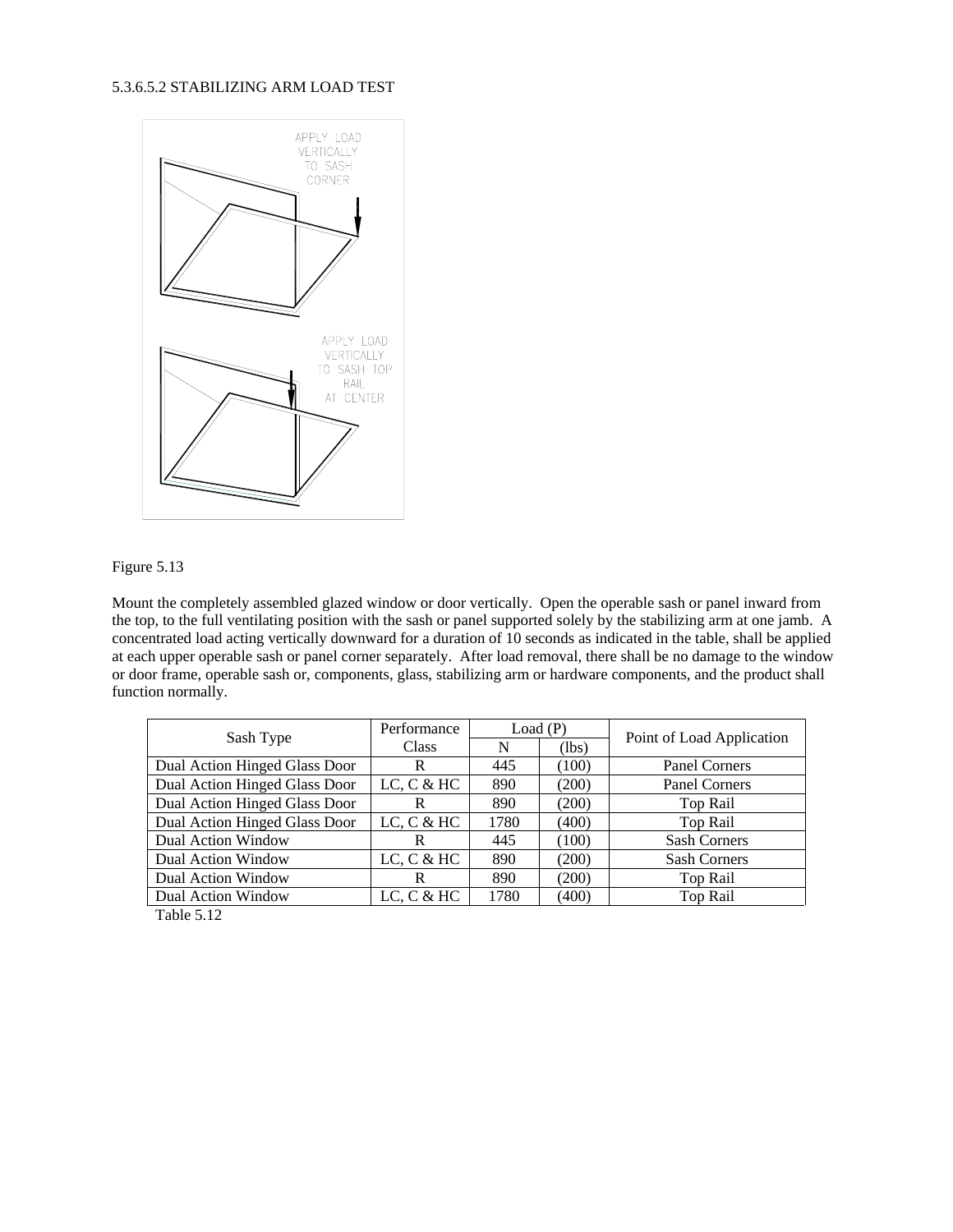### 5.3.6.5.2 STABILIZING ARM LOAD TEST

APPLY LOAD VERTICALLY TO SASH CORNER

APPLY LOAD VERTICALLY TO SASH TOP RAIL AT CENTER

Figure 5.13

Mount the completely assembled glazed window or door vertically. Open the operable sash or panel inward from the top, to the full ventilating position with the sash or panel supported solely by the stabilizing arm at one jamb. A concentrated load acting vertically downward for a duration of 10 seconds as indicated in the table, shall be applied at each upper operable sash or panel corner separately. After load removal, there shall be no damage to the window or door frame, operable sash or, components, glass, stabilizing arm or hardware components, and the product shall function normally.

| Sash Type | Performance Class | Load (P) | | Point of Load Application |
|---|---|---|---|---|
| | | N | (lbs) | |
| Dual Action Hinged Glass Door | R | 445 | (100) | Panel Corners |
| Dual Action Hinged Glass Door | LC, C & HC | 890 | (200) | Panel Corners |
| Dual Action Hinged Glass Door | R | 890 | (200) | Top Rail |
| Dual Action Hinged Glass Door | LC, C & HC | 1780 | (400) | Top Rail |
| Dual Action Window | R | 445 | (100) | Sash Corners |
| Dual Action Window | LC, C & HC | 890 | (200) | Sash Corners |
| Dual Action Window | R | 890 | (200) | Top Rail |
| Dual Action Window | LC, C & HC | 1780 | (400) | Top Rail |

Table 5.12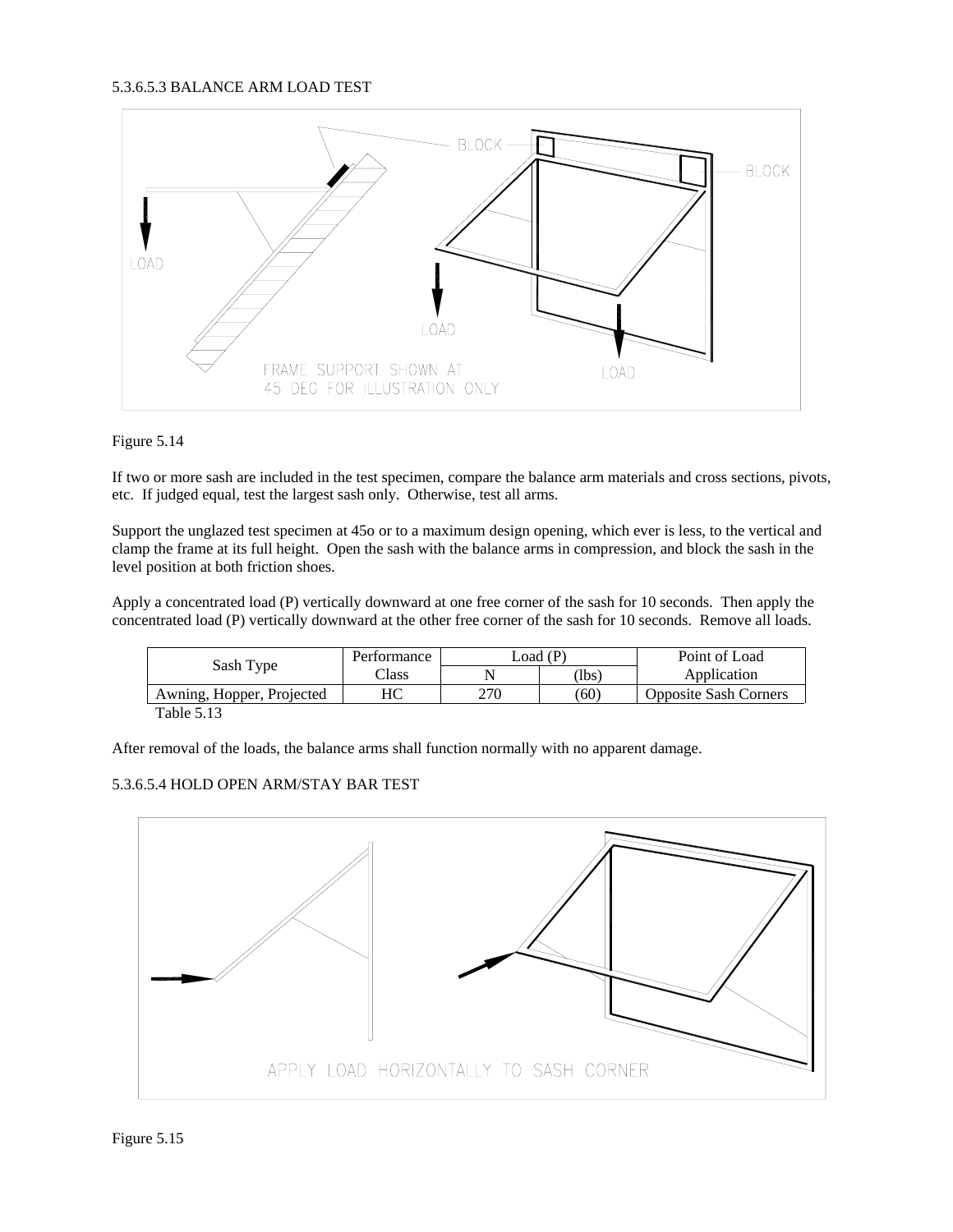5.3.6.5.3 BALANCE ARM LOAD TEST

Figure 5.14

If two or more sash are included in the test specimen, compare the balance arm materials and cross sections, pivots, etc. If judged equal, test the largest sash only. Otherwise, test all arms.

Support the unglazed test specimen at 45o or to a maximum design opening, which ever is less, to the vertical and clamp the frame at its full height. Open the sash with the balance arms in compression, and block the sash in the level position at both friction shoes.

Apply a concentrated load (P) vertically downward at one free corner of the sash for 10 seconds. Then apply the concentrated load (P) vertically downward at the other free corner of the sash for 10 seconds. Remove all loads.

| Sash Type | Performance Class | Load (P) | | Point of Load Application |
|---|---|---|---|---|
| | | N | (lbs) | |
| Awning, Hopper, Projected | HC | 270 | (60) | Opposite Sash Corners |

Table 5.13

After removal of the loads, the balance arms shall function normally with no apparent damage.

5.3.6.5.4 HOLD OPEN ARM/STAY BAR TEST

Figure 5.15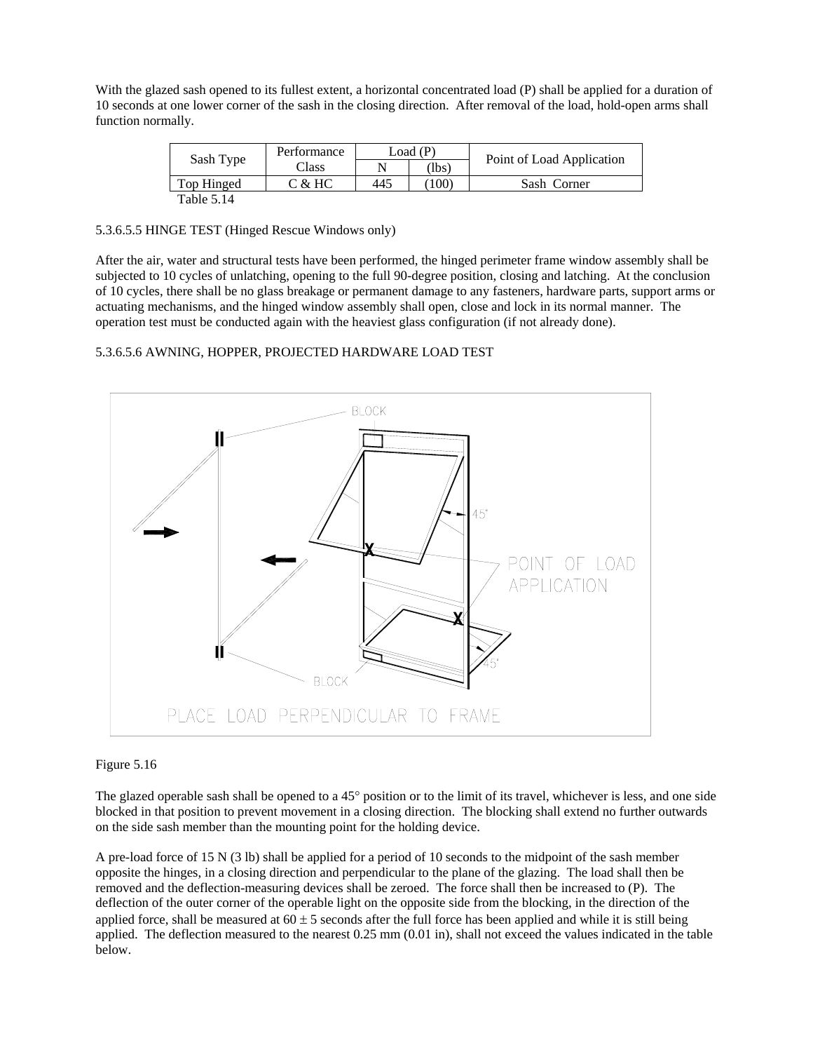With the glazed sash opened to its fullest extent, a horizontal concentrated load (P) shall be applied for a duration of 10 seconds at one lower corner of the sash in the closing direction. After removal of the load, hold-open arms shall function normally.

| Sash Type | Performance Class | Load (P) | | Point of Load Application |
|---|---|---|---|---|
| | | N | (lbs) | |
| Top Hinged | C & HC | 445 | (100) | Sash Corner |

Table 5.14

5.3.6.5.5 HINGE TEST (Hinged Rescue Windows only)

After the air, water and structural tests have been performed, the hinged perimeter frame window assembly shall be subjected to 10 cycles of unlatching, opening to the full 90-degree position, closing and latching. At the conclusion of 10 cycles, there shall be no glass breakage or permanent damage to any fasteners, hardware parts, support arms or actuating mechanisms, and the hinged window assembly shall open, close and lock in its normal manner. The operation test must be conducted again with the heaviest glass configuration (if not already done).

5.3.6.5.6 AWNING, HOPPER, PROJECTED HARDWARE LOAD TEST

Figure 5.16

The glazed operable sash shall be opened to a 45° position or to the limit of its travel, whichever is less, and one side blocked in that position to prevent movement in a closing direction. The blocking shall extend no further outwards on the side sash member than the mounting point for the holding device.

A pre-load force of 15 N (3 lb) shall be applied for a period of 10 seconds to the midpoint of the sash member opposite the hinges, in a closing direction and perpendicular to the plane of the glazing. The load shall then be removed and the deflection-measuring devices shall be zeroed. The force shall then be increased to (P). The deflection of the outer corner of the operable light on the opposite side from the blocking, in the direction of the applied force, shall be measured at 60 ± 5 seconds after the full force has been applied and while it is still being applied. The deflection measured to the nearest 0.25 mm (0.01 in), shall not exceed the values indicated in the table below.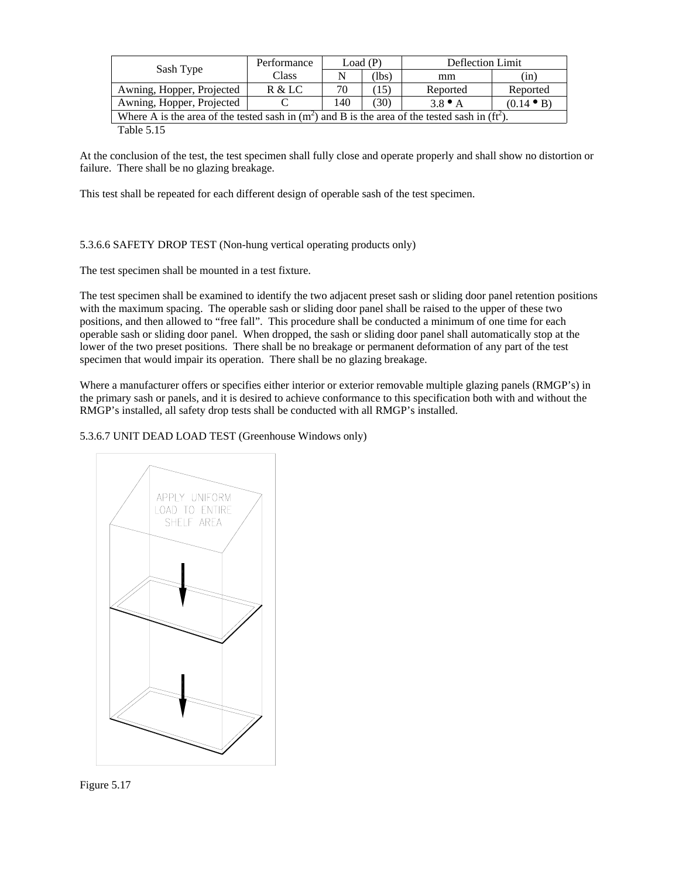| Sash Type | Performance Class | Load (P) | | Deflection Limit | |
|---|---|---|---|---|---|
| | | N | (lbs) | mm | (in) |
| Awning, Hopper, Projected | R & LC | 70 | (15) | Reported | Reported |
| Awning, Hopper, Projected | C | 140 | (30) | 3.8 • A | (0.14 • B) |
| Where A is the area of the tested sash in ($m^2$) and B is the area of the tested sash in ($ft^2$). | | | | | |

Table 5.15

At the conclusion of the test, the test specimen shall fully close and operate properly and shall show no distortion or failure. There shall be no glazing breakage.

This test shall be repeated for each different design of operable sash of the test specimen.

5.3.6.6 SAFETY DROP TEST (Non-hung vertical operating products only)

The test specimen shall be mounted in a test fixture.

The test specimen shall be examined to identify the two adjacent preset sash or sliding door panel retention positions with the maximum spacing. The operable sash or sliding door panel shall be raised to the upper of these two positions, and then allowed to "free fall". This procedure shall be conducted a minimum of one time for each operable sash or sliding door panel. When dropped, the sash or sliding door panel shall automatically stop at the lower of the two preset positions. There shall be no breakage or permanent deformation of any part of the test specimen that would impair its operation. There shall be no glazing breakage.

Where a manufacturer offers or specifies either interior or exterior removable multiple glazing panels (RMGP's) in the primary sash or panels, and it is desired to achieve conformance to this specification both with and without the RMGP's installed, all safety drop tests shall be conducted with all RMGP's installed.

5.3.6.7 UNIT DEAD LOAD TEST (Greenhouse Windows only)

APPLY UNIFORM LOAD TO ENTIRE SHELF AREA

Figure 5.17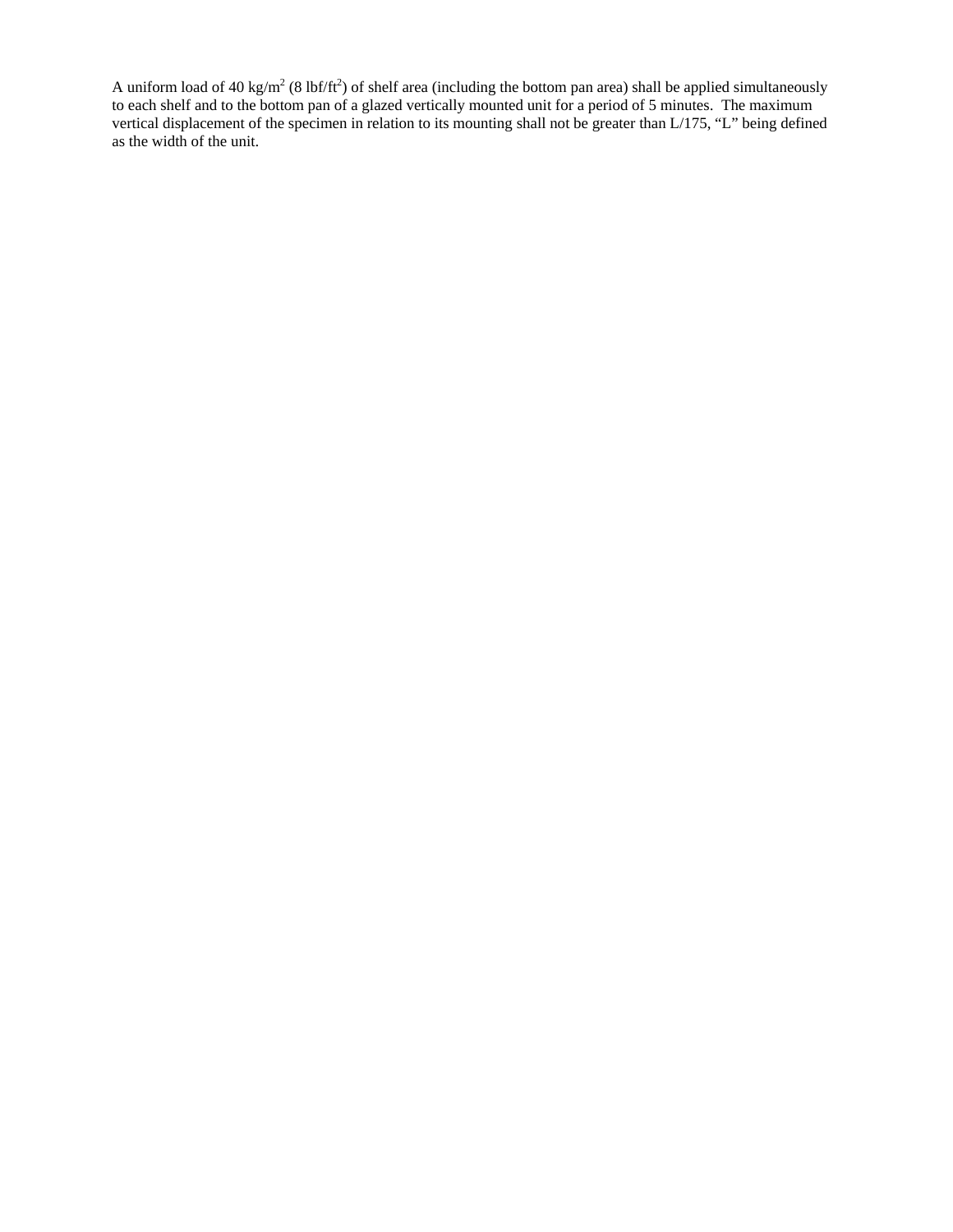A uniform load of 40 kg/$m^2$ (8 lbf/$ft^2$) of shelf area (including the bottom pan area) shall be applied simultaneously to each shelf and to the bottom pan of a glazed vertically mounted unit for a period of 5 minutes. The maximum vertical displacement of the specimen in relation to its mounting shall not be greater than L/175, "L" being defined as the width of the unit.